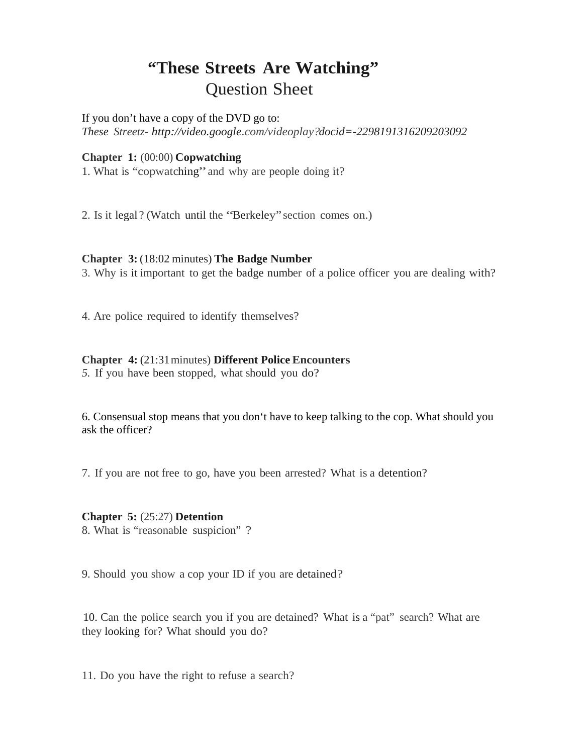# "These Streets Are Watching"
## Question Sheet

If you don't have a copy of the DVD go to:
*These Streetz- http://video.google.com/videoplay?docid=-2298191316209203092*

**Chapter 1:** (00:00) **Copwatching**
1. What is "copwatching" and why are people doing it?

2. Is it legal? (Watch until the "Berkeley" section comes on.)

**Chapter 3:** (18:02 minutes) **The Badge Number**
3. Why is it important to get the badge number of a police officer you are dealing with?

4. Are police required to identify themselves?

**Chapter 4:** (21:31 minutes) **Different Police Encounters**
*5.* If you have been stopped, what should you do?

6. Consensual stop means that you don't have to keep talking to the cop. What should you ask the officer?

7. If you are not free to go, have you been arrested? What is a detention?

**Chapter 5:** (25:27) **Detention**
8. What is "reasonable suspicion" ?

9. Should you show a cop your ID if you are detained?

10. Can the police search you if you are detained? What is a "pat" search? What are they looking for? What should you do?

11. Do you have the right to refuse a search?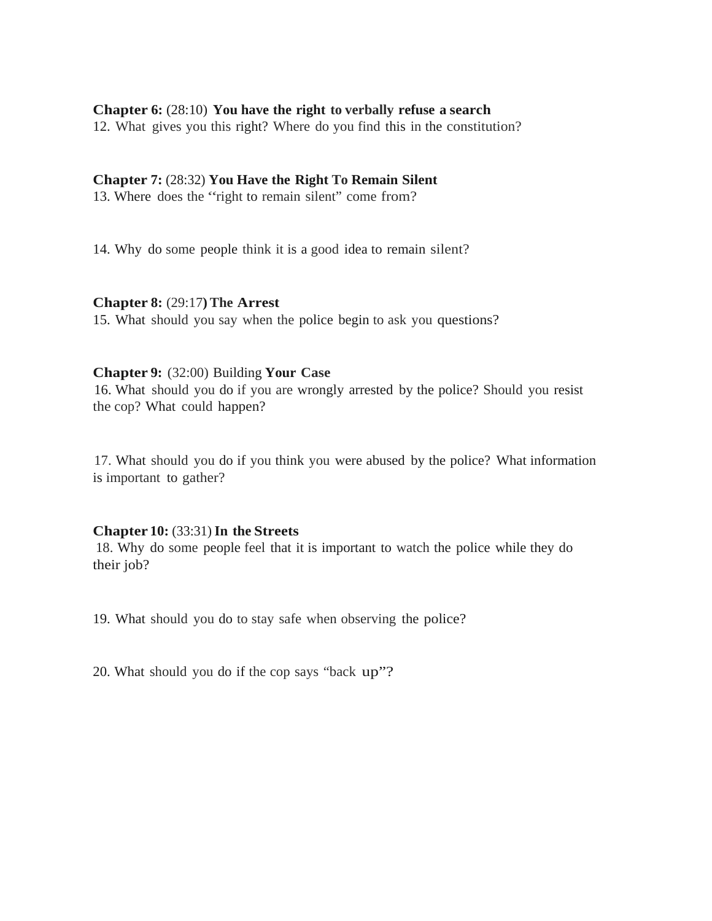**Chapter 6:** (28:10) **You have the right to verbally refuse a search**

12. What gives you this right? Where do you find this in the constitution?

**Chapter 7:** (28:32) **You Have the Right To Remain Silent**

13. Where does the "right to remain silent" come from?

14. Why do some people think it is a good idea to remain silent?

**Chapter 8:** (29:17**) The Arrest**

15. What should you say when the police begin to ask you questions?

**Chapter 9:** (32:00) Building **Your Case**

16. What should you do if you are wrongly arrested by the police? Should you resist the cop? What could happen?

17. What should you do if you think you were abused by the police? What information is important to gather?

**Chapter 10:** (33:31) **In the Streets**

18. Why do some people feel that it is important to watch the police while they do their job?

19. What should you do to stay safe when observing the police?

20. What should you do if the cop says "back up"?